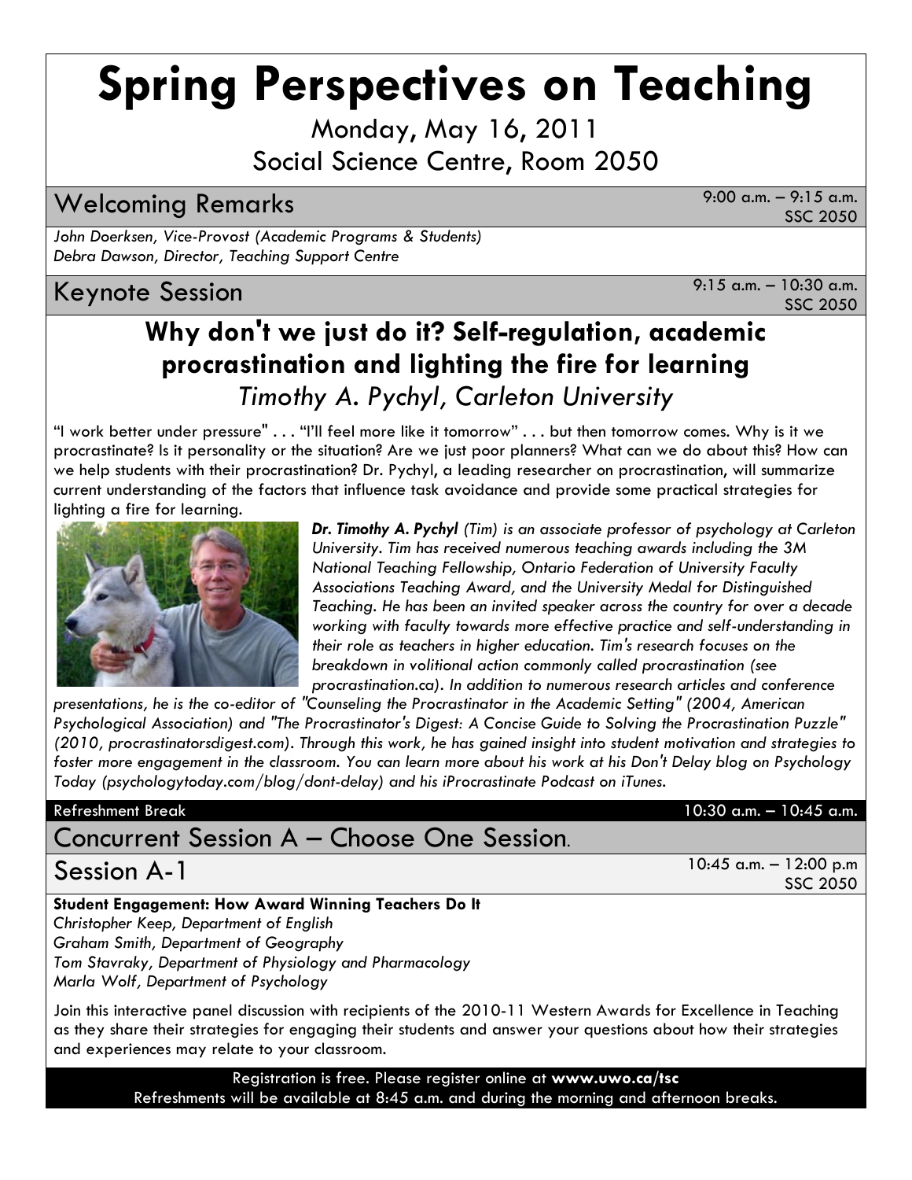# Spring Perspectives on Teaching

Monday, May 16, 2011

Social Science Centre, Room 2050

## Welcoming Remarks

9:00 a.m. – 9:15 a.m.
SSC 2050

*John Doerksen, Vice-Provost (Academic Programs & Students)*
*Debra Dawson, Director, Teaching Support Centre*

## Keynote Session

9:15 a.m. – 10:30 a.m.
SSC 2050

### Why don't we just do it? Self-regulation, academic procrastination and lighting the fire for learning

*Timothy A. Pychyl, Carleton University*

"I work better under pressure" . . . "I'll feel more like it tomorrow" . . . but then tomorrow comes. Why is it we procrastinate? Is it personality or the situation? Are we just poor planners? What can we do about this? How can we help students with their procrastination? Dr. Pychyl, a leading researcher on procrastination, will summarize current understanding of the factors that influence task avoidance and provide some practical strategies for lighting a fire for learning.

***Dr. Timothy A. Pychyl*** *(Tim) is an associate professor of psychology at Carleton University. Tim has received numerous teaching awards including the 3M National Teaching Fellowship, Ontario Federation of University Faculty Associations Teaching Award, and the University Medal for Distinguished Teaching. He has been an invited speaker across the country for over a decade working with faculty towards more effective practice and self-understanding in their role as teachers in higher education. Tim's research focuses on the breakdown in volitional action commonly called procrastination (see procrastination.ca). In addition to numerous research articles and conference presentations, he is the co-editor of "Counseling the Procrastinator in the Academic Setting" (2004, American Psychological Association) and "The Procrastinator's Digest: A Concise Guide to Solving the Procrastination Puzzle" (2010, procrastinatorsdigest.com). Through this work, he has gained insight into student motivation and strategies to foster more engagement in the classroom. You can learn more about his work at his Don't Delay blog on Psychology Today (psychologytoday.com/blog/dont-delay) and his iProcrastinate Podcast on iTunes.*

**Refreshment Break** 10:30 a.m. – 10:45 a.m.

## Concurrent Session A – Choose One Session.

## Session A-1

10:45 a.m. – 12:00 p.m
SSC 2050

**Student Engagement: How Award Winning Teachers Do It**

*Christopher Keep, Department of English*
*Graham Smith, Department of Geography*
*Tom Stavraky, Department of Physiology and Pharmacology*
*Marla Wolf, Department of Psychology*

Join this interactive panel discussion with recipients of the 2010-11 Western Awards for Excellence in Teaching as they share their strategies for engaging their students and answer your questions about how their strategies and experiences may relate to your classroom.

Registration is free. Please register online at **www.uwo.ca/tsc**
Refreshments will be available at 8:45 a.m. and during the morning and afternoon breaks.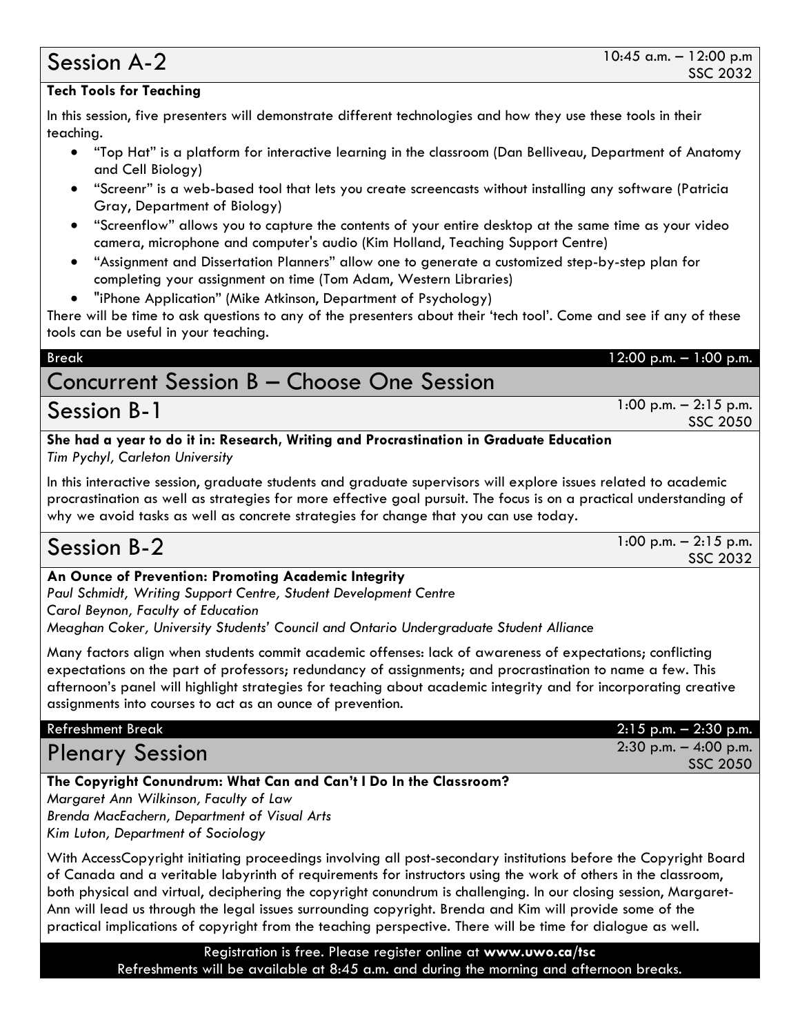## Session A-2

10:45 a.m. – 12:00 p.m
SSC 2032

**Tech Tools for Teaching**

In this session, five presenters will demonstrate different technologies and how they use these tools in their teaching.

- "Top Hat" is a platform for interactive learning in the classroom (Dan Belliveau, Department of Anatomy and Cell Biology)
- "Screenr" is a web-based tool that lets you create screencasts without installing any software (Patricia Gray, Department of Biology)
- "Screenflow" allows you to capture the contents of your entire desktop at the same time as your video camera, microphone and computer's audio (Kim Holland, Teaching Support Centre)
- "Assignment and Dissertation Planners" allow one to generate a customized step-by-step plan for completing your assignment on time (Tom Adam, Western Libraries)
- "iPhone Application" (Mike Atkinson, Department of Psychology)

There will be time to ask questions to any of the presenters about their 'tech tool'. Come and see if any of these tools can be useful in your teaching.

Break 12:00 p.m. – 1:00 p.m.

# Concurrent Session B – Choose One Session

## Session B-1

1:00 p.m. – 2:15 p.m.
SSC 2050

**She had a year to do it in: Research, Writing and Procrastination in Graduate Education**
*Tim Pychyl, Carleton University*

In this interactive session, graduate students and graduate supervisors will explore issues related to academic procrastination as well as strategies for more effective goal pursuit. The focus is on a practical understanding of why we avoid tasks as well as concrete strategies for change that you can use today.

## Session B-2

1:00 p.m. – 2:15 p.m.
SSC 2032

**An Ounce of Prevention: Promoting Academic Integrity**
*Paul Schmidt, Writing Support Centre, Student Development Centre*
*Carol Beynon, Faculty of Education*
*Meaghan Coker, University Students' Council and Ontario Undergraduate Student Alliance*

Many factors align when students commit academic offenses: lack of awareness of expectations; conflicting expectations on the part of professors; redundancy of assignments; and procrastination to name a few. This afternoon's panel will highlight strategies for teaching about academic integrity and for incorporating creative assignments into courses to act as an ounce of prevention.

Refreshment Break 2:15 p.m. – 2:30 p.m.

## Plenary Session

2:30 p.m. – 4:00 p.m.
SSC 2050

**The Copyright Conundrum: What Can and Can't I Do In the Classroom?**
*Margaret Ann Wilkinson, Faculty of Law*
*Brenda MacEachern, Department of Visual Arts*
*Kim Luton, Department of Sociology*

With AccessCopyright initiating proceedings involving all post-secondary institutions before the Copyright Board of Canada and a veritable labyrinth of requirements for instructors using the work of others in the classroom, both physical and virtual, deciphering the copyright conundrum is challenging. In our closing session, Margaret-Ann will lead us through the legal issues surrounding copyright. Brenda and Kim will provide some of the practical implications of copyright from the teaching perspective. There will be time for dialogue as well.

Registration is free. Please register online at **www.uwo.ca/tsc**
Refreshments will be available at 8:45 a.m. and during the morning and afternoon breaks.